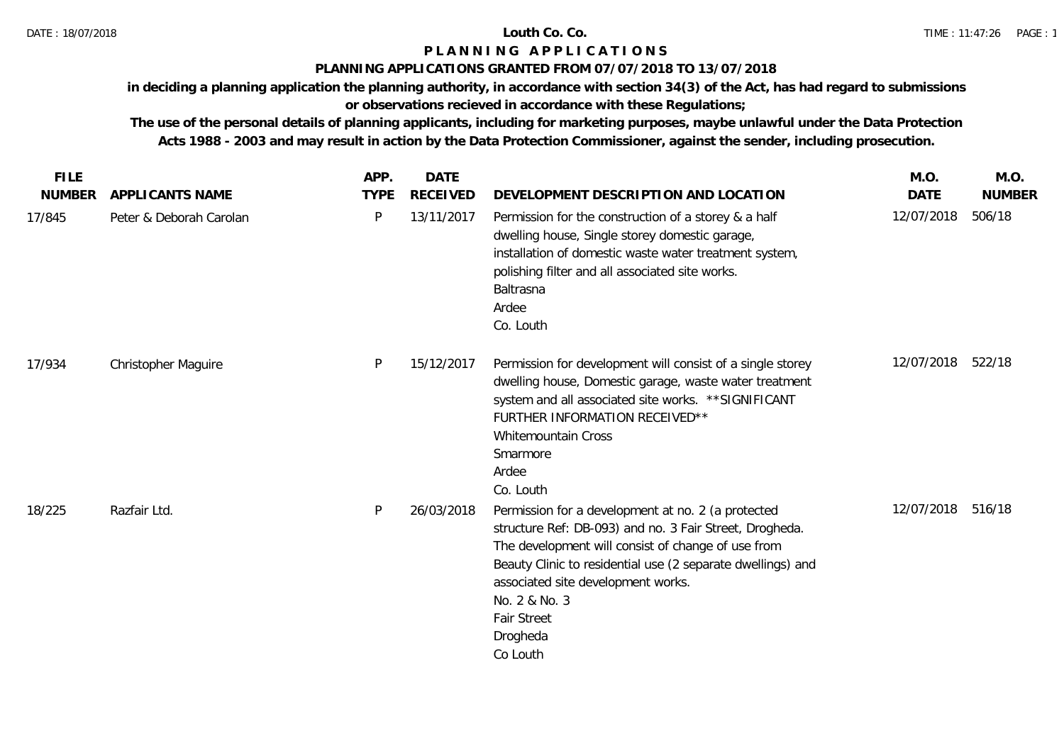# Louth Co. Co.

## PLANNING APPLICATIONS

### PLANNING APPLICATIONS GRANTED FROM 07/07/2018 TO 13/07/2018

**in deciding a planning application the planning authority, in accordance with section 34(3) of the Act, has had regard to submissions or observations recieved in accordance with these Regulations;**

**The use of the personal details of planning applicants, including for marketing purposes, maybe unlawful under the Data Protection Acts 1988 - 2003 and may result in action by the Data Protection Commissioner, against the sender, including prosecution.**

| FILE NUMBER | APPLICANTS NAME | APP. TYPE | DATE RECEIVED | DEVELOPMENT DESCRIPTION AND LOCATION | M.O. DATE | M.O. NUMBER |
|---|---|---|---|---|---|---|
| 17/845 | Peter & Deborah Carolan | P | 13/11/2017 | Permission for the construction of a storey & a half dwelling house, Single storey domestic garage, installation of domestic waste water treatment system, polishing filter and all associated site works. Baltrasna Ardee Co. Louth | 12/07/2018 | 506/18 |
| 17/934 | Christopher Maguire | P | 15/12/2017 | Permission for development will consist of a single storey dwelling house, Domestic garage, waste water treatment system and all associated site works. **SIGNIFICANT FURTHER INFORMATION RECEIVED** Whitemountain Cross Smarmore Ardee Co. Louth | 12/07/2018 | 522/18 |
| 18/225 | Razfair Ltd. | P | 26/03/2018 | Permission for a development at no. 2 (a protected structure Ref: DB-093) and no. 3 Fair Street, Drogheda. The development will consist of change of use from Beauty Clinic to residential use (2 separate dwellings) and associated site development works. No. 2 & No. 3 Fair Street Drogheda Co Louth | 12/07/2018 | 516/18 |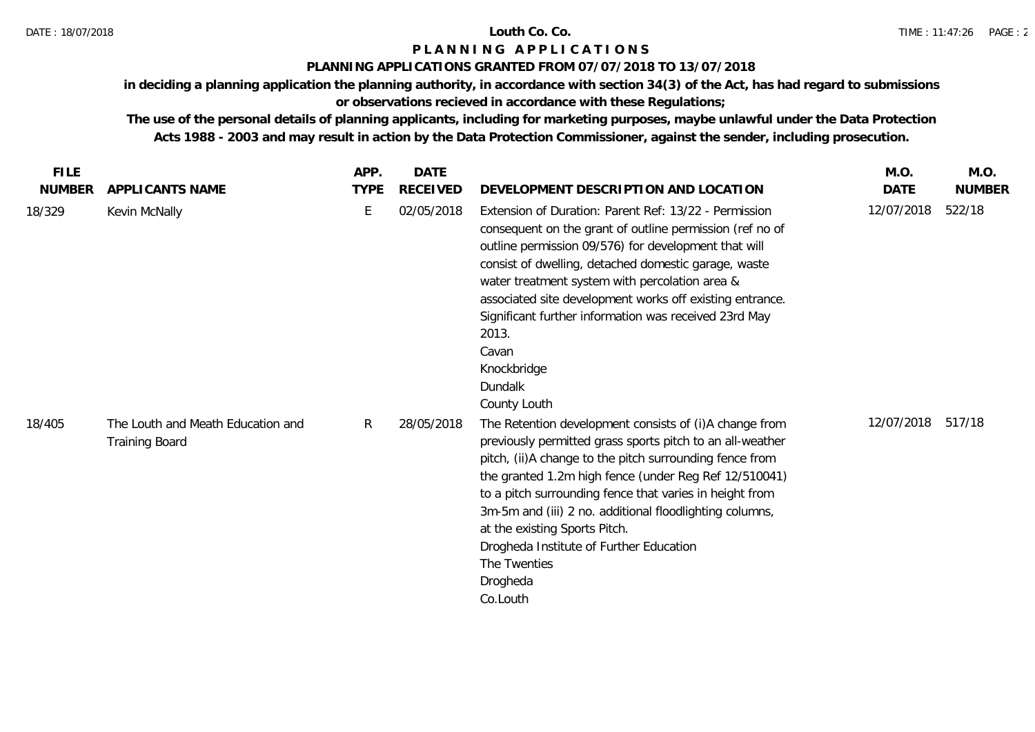# Louth Co. Co.

## PLANNING APPLICATIONS

### PLANNING APPLICATIONS GRANTED FROM 07/07/2018 TO 13/07/2018

**in deciding a planning application the planning authority, in accordance with section 34(3) of the Act, has had regard to submissions or observations recieved in accordance with these Regulations;**

**The use of the personal details of planning applicants, including for marketing purposes, maybe unlawful under the Data Protection Acts 1988 - 2003 and may result in action by the Data Protection Commissioner, against the sender, including prosecution.**

| FILE NUMBER | APPLICANTS NAME | APP. TYPE | DATE RECEIVED | DEVELOPMENT DESCRIPTION AND LOCATION | M.O. DATE | M.O. NUMBER |
|---|---|---|---|---|---|---|
| 18/329 | Kevin McNally | E | 02/05/2018 | Extension of Duration: Parent Ref: 13/22 - Permission consequent on the grant of outline permission (ref no of outline permission 09/576) for development that will consist of dwelling, detached domestic garage, waste water treatment system with percolation area & associated site development works off existing entrance. Significant further information was received 23rd May 2013.<br>Cavan<br>Knockbridge<br>Dundalk<br>County Louth | 12/07/2018 | 522/18 |
| 18/405 | The Louth and Meath Education and Training Board | R | 28/05/2018 | The Retention development consists of (i)A change from previously permitted grass sports pitch to an all-weather pitch, (ii)A change to the pitch surrounding fence from the granted 1.2m high fence (under Reg Ref 12/510041) to a pitch surrounding fence that varies in height from 3m-5m and (iii) 2 no. additional floodlighting columns, at the existing Sports Pitch.<br>Drogheda Institute of Further Education<br>The Twenties<br>Drogheda<br>Co.Louth | 12/07/2018 | 517/18 |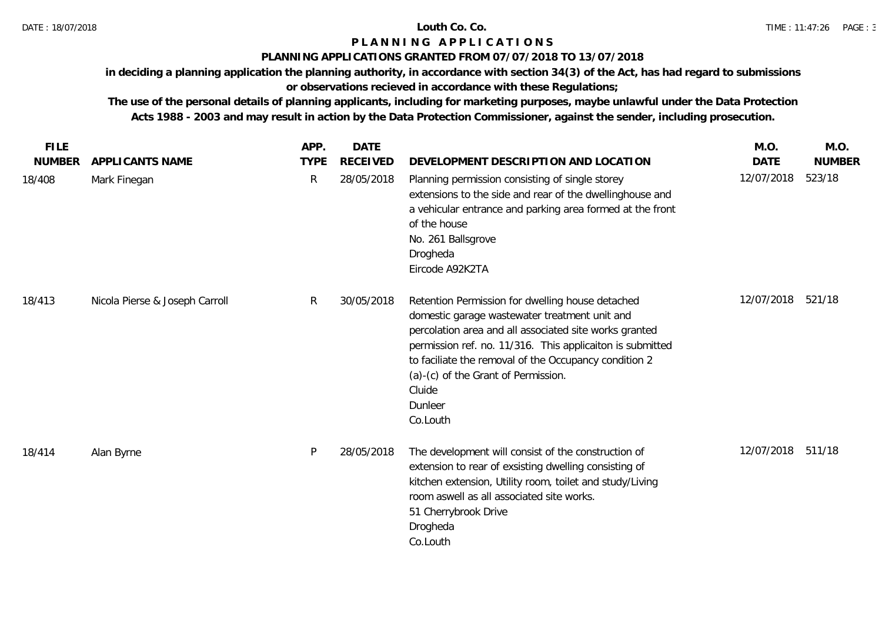# Louth Co. Co.

## PLANNING APPLICATIONS

### PLANNING APPLICATIONS GRANTED FROM 07/07/2018 TO 13/07/2018

**in deciding a planning application the planning authority, in accordance with section 34(3) of the Act, has had regard to submissions or observations recieved in accordance with these Regulations;**

**The use of the personal details of planning applicants, including for marketing purposes, maybe unlawful under the Data Protection Acts 1988 - 2003 and may result in action by the Data Protection Commissioner, against the sender, including prosecution.**

| FILE NUMBER | APPLICANTS NAME | APP. TYPE | DATE RECEIVED | DEVELOPMENT DESCRIPTION AND LOCATION | M.O. DATE | M.O. NUMBER |
|---|---|---|---|---|---|---|
| 18/408 | Mark Finegan | R | 28/05/2018 | Planning permission consisting of single storey extensions to the side and rear of the dwellinghouse and a vehicular entrance and parking area formed at the front of the house<br>No. 261 Ballsgrove<br>Drogheda<br>Eircode A92K2TA | 12/07/2018 | 523/18 |
| 18/413 | Nicola Pierse & Joseph Carroll | R | 30/05/2018 | Retention Permission for dwelling house detached domestic garage wastewater treatment unit and percolation area and all associated site works granted permission ref. no. 11/316. This applicaiton is submitted to faciliate the removal of the Occupancy condition 2 (a)-(c) of the Grant of Permission.<br>Cluide<br>Dunleer<br>Co.Louth | 12/07/2018 | 521/18 |
| 18/414 | Alan Byrne | P | 28/05/2018 | The development will consist of the construction of extension to rear of exsisting dwelling consisting of kitchen extension, Utility room, toilet and study/Living room aswell as all associated site works.<br>51 Cherrybrook Drive<br>Drogheda<br>Co.Louth | 12/07/2018 | 511/18 |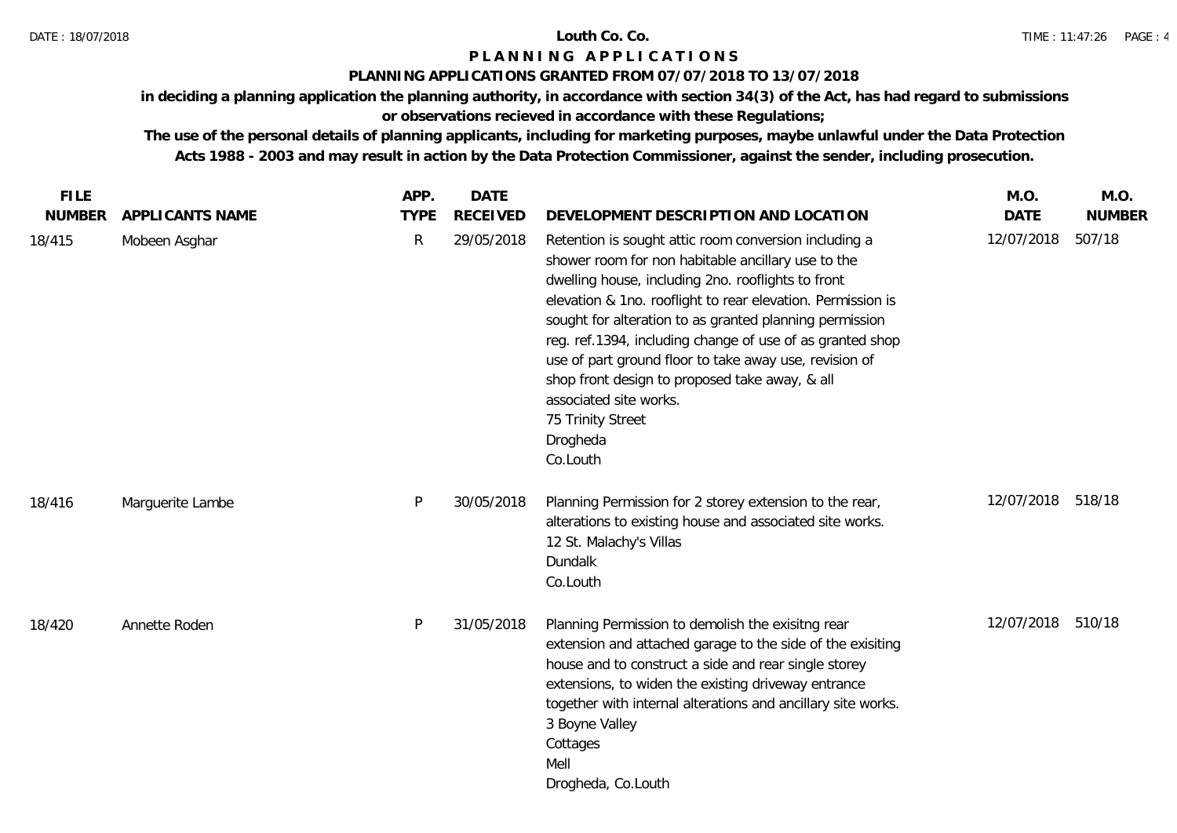# Louth Co. Co.

## PLANNING APPLICATIONS

### PLANNING APPLICATIONS GRANTED FROM 07/07/2018 TO 13/07/2018

**in deciding a planning application the planning authority, in accordance with section 34(3) of the Act, has had regard to submissions or observations recieved in accordance with these Regulations;**

**The use of the personal details of planning applicants, including for marketing purposes, maybe unlawful under the Data Protection Acts 1988 - 2003 and may result in action by the Data Protection Commissioner, against the sender, including prosecution.**

| FILE NUMBER | APPLICANTS NAME | APP. TYPE | DATE RECEIVED | DEVELOPMENT DESCRIPTION AND LOCATION | M.O. DATE | M.O. NUMBER |
|---|---|---|---|---|---|---|
| 18/415 | Mobeen Asghar | R | 29/05/2018 | Retention is sought attic room conversion including a shower room for non habitable ancillary use to the dwelling house, including 2no. rooflights to front elevation & 1no. rooflight to rear elevation. Permission is sought for alteration to as granted planning permission reg. ref.1394, including change of use of as granted shop use of part ground floor to take away use, revision of shop front design to proposed take away, & all associated site works. 75 Trinity Street Drogheda Co.Louth | 12/07/2018 | 507/18 |
| 18/416 | Marguerite Lambe | P | 30/05/2018 | Planning Permission for 2 storey extension to the rear, alterations to existing house and associated site works. 12 St. Malachy's Villas Dundalk Co.Louth | 12/07/2018 | 518/18 |
| 18/420 | Annette Roden | P | 31/05/2018 | Planning Permission to demolish the exisitng rear extension and attached garage to the side of the exisiting house and to construct a side and rear single storey extensions, to widen the existing driveway entrance together with internal alterations and ancillary site works. 3 Boyne Valley Cottages Mell Drogheda, Co.Louth | 12/07/2018 | 510/18 |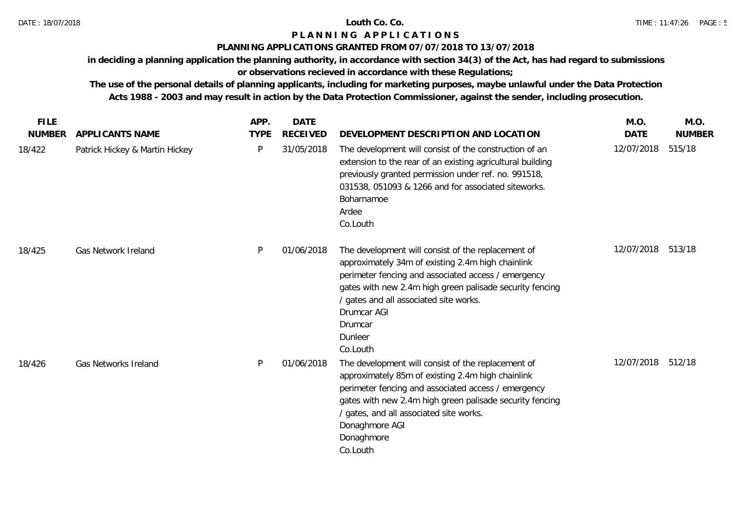# Louth Co. Co.

## PLANNING APPLICATIONS

### PLANNING APPLICATIONS GRANTED FROM 07/07/2018 TO 13/07/2018

**in deciding a planning application the planning authority, in accordance with section 34(3) of the Act, has had regard to submissions or observations recieved in accordance with these Regulations;**

**The use of the personal details of planning applicants, including for marketing purposes, maybe unlawful under the Data Protection Acts 1988 - 2003 and may result in action by the Data Protection Commissioner, against the sender, including prosecution.**

| FILE NUMBER | APPLICANTS NAME | APP. TYPE | DATE RECEIVED | DEVELOPMENT DESCRIPTION AND LOCATION | M.O. DATE | M.O. NUMBER |
|---|---|---|---|---|---|---|
| 18/422 | Patrick Hickey & Martin Hickey | P | 31/05/2018 | The development will consist of the construction of an extension to the rear of an existing agricultural building previously granted permission under ref. no. 991518, 031538, 051093 & 1266 and for associated siteworks. Boharnamoe Ardee Co.Louth | 12/07/2018 | 515/18 |
| 18/425 | Gas Network Ireland | P | 01/06/2018 | The development will consist of the replacement of approximately 34m of existing 2.4m high chainlink perimeter fencing and associated access / emergency gates with new 2.4m high green palisade security fencing / gates and all associated site works. Drumcar AGI Drumcar Dunleer Co.Louth | 12/07/2018 | 513/18 |
| 18/426 | Gas Networks Ireland | P | 01/06/2018 | The development will consist of the replacement of approximately 85m of existing 2.4m high chainlink perimeter fencing and associated access / emergency gates with new 2.4m high green palisade security fencing / gates, and all associated site works. Donaghmore AGI Donaghmore Co.Louth | 12/07/2018 | 512/18 |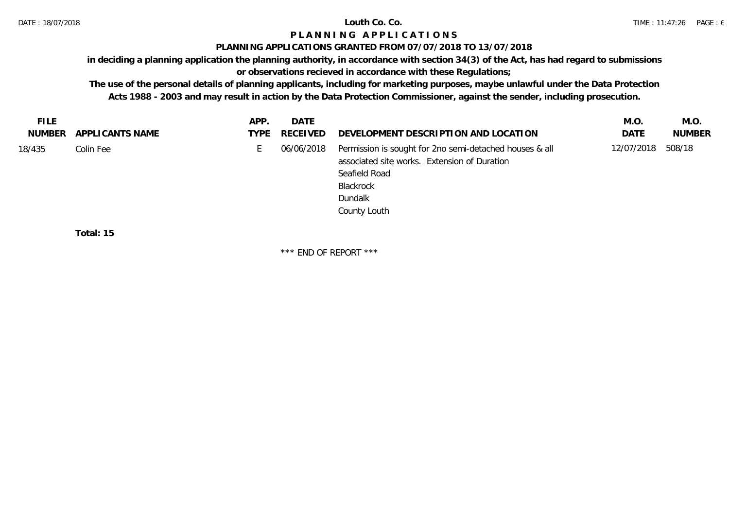# Louth Co. Co.

## PLANNING APPLICATIONS

### PLANNING APPLICATIONS GRANTED FROM 07/07/2018 TO 13/07/2018

**in deciding a planning application the planning authority, in accordance with section 34(3) of the Act, has had regard to submissions or observations recieved in accordance with these Regulations;**

**The use of the personal details of planning applicants, including for marketing purposes, maybe unlawful under the Data Protection Acts 1988 - 2003 and may result in action by the Data Protection Commissioner, against the sender, including prosecution.**

| FILE NUMBER | APPLICANTS NAME | APP. TYPE | DATE RECEIVED | DEVELOPMENT DESCRIPTION AND LOCATION | M.O. DATE | M.O. NUMBER |
|---|---|---|---|---|---|---|
| 18/435 | Colin Fee | E | 06/06/2018 | Permission is sought for 2no semi-detached houses & all associated site works. Extension of Duration<br>Seafield Road<br>Blackrock<br>Dundalk<br>County Louth | 12/07/2018 | 508/18 |

**Total: 15**

\*\*\* END OF REPORT \*\*\*